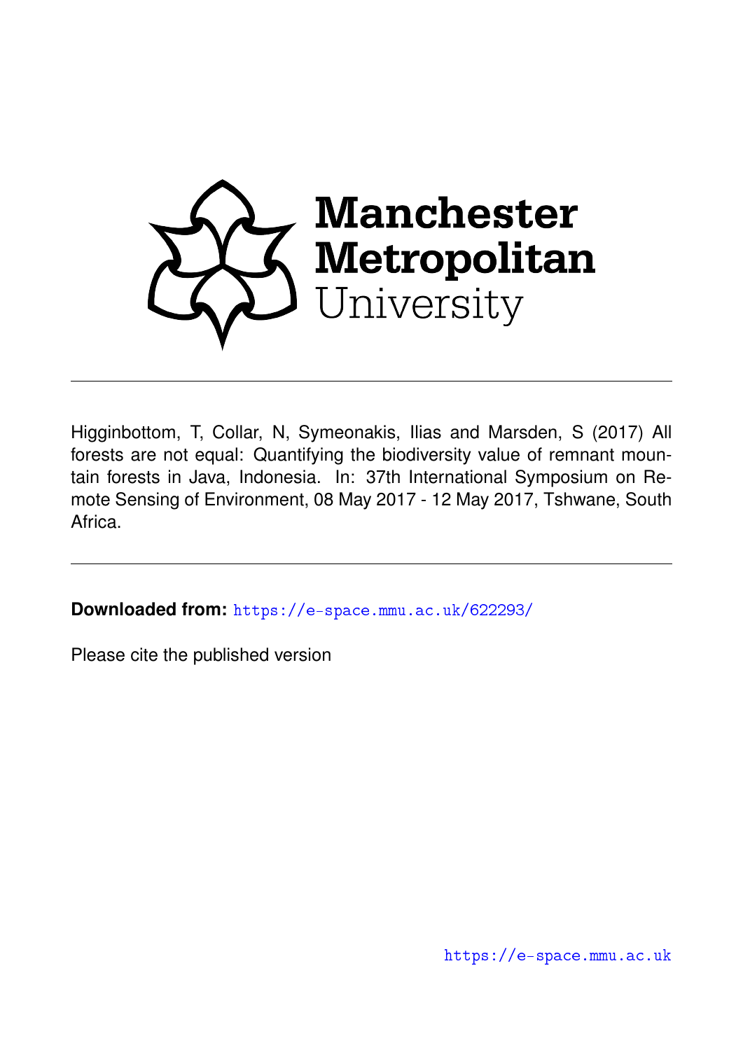Manchester Metropolitan University

Higginbottom, T, Collar, N, Symeonakis, Ilias and Marsden, S (2017) All forests are not equal: Quantifying the biodiversity value of remnant mountain forests in Java, Indonesia. In: 37th International Symposium on Remote Sensing of Environment, 08 May 2017 - 12 May 2017, Tshwane, South Africa.

**Downloaded from:** https://e-space.mmu.ac.uk/622293/

Please cite the published version

https://e-space.mmu.ac.uk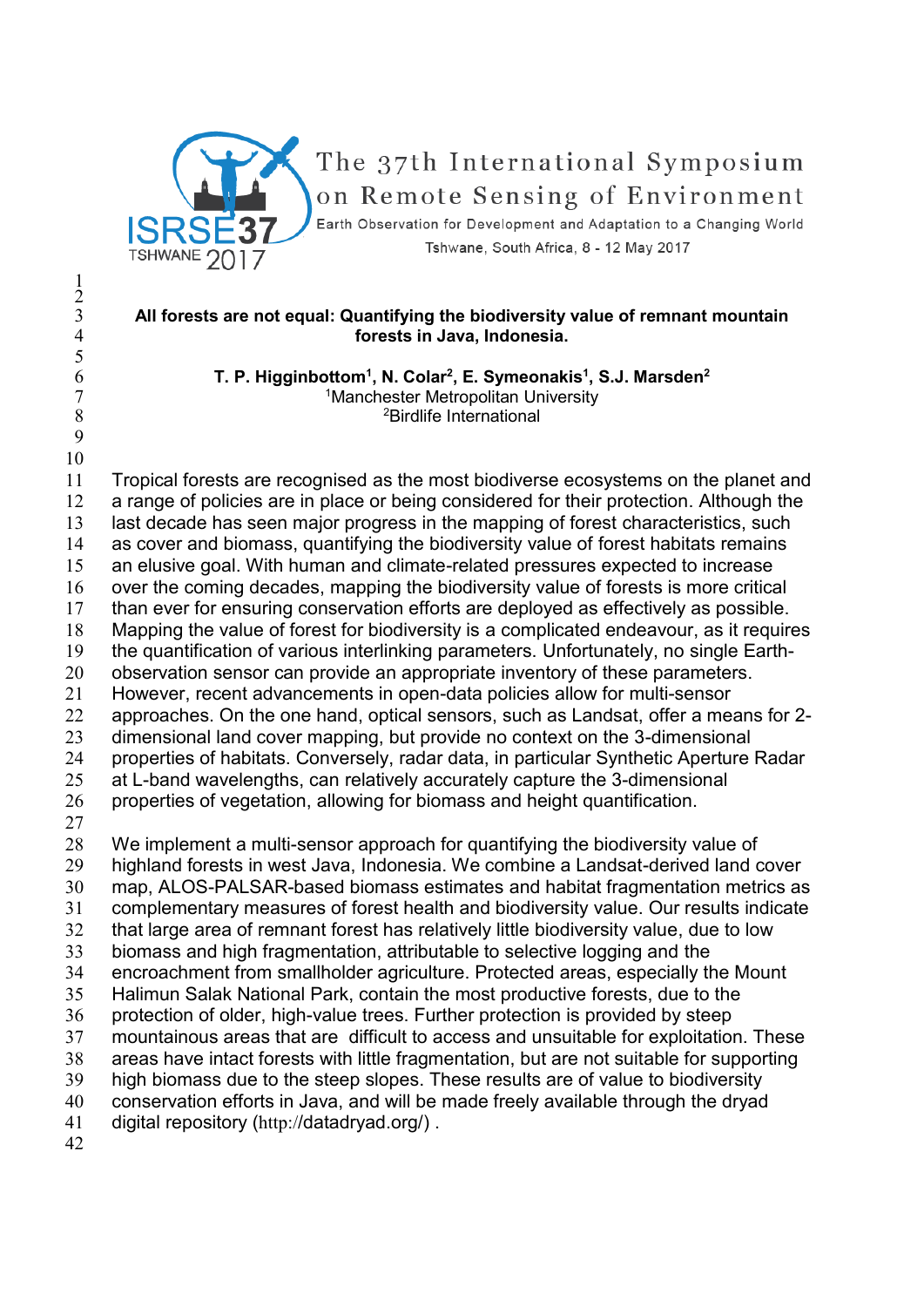The 37th International Symposium on Remote Sensing of Environment

Earth Observation for Development and Adaptation to a Changing World

Tshwane, South Africa, 8 - 12 May 2017

**All forests are not equal: Quantifying the biodiversity value of remnant mountain forests in Java, Indonesia.**

**T. P. Higginbottom[1], N. Colar[2], E. Symeonakis[1], S.J. Marsden[2]**

[1]Manchester Metropolitan University

[2]Birdlife International

Tropical forests are recognised as the most biodiverse ecosystems on the planet and a range of policies are in place or being considered for their protection. Although the last decade has seen major progress in the mapping of forest characteristics, such as cover and biomass, quantifying the biodiversity value of forest habitats remains an elusive goal. With human and climate-related pressures expected to increase over the coming decades, mapping the biodiversity value of forests is more critical than ever for ensuring conservation efforts are deployed as effectively as possible. Mapping the value of forest for biodiversity is a complicated endeavour, as it requires the quantification of various interlinking parameters. Unfortunately, no single Earth-observation sensor can provide an appropriate inventory of these parameters. However, recent advancements in open-data policies allow for multi-sensor approaches. On the one hand, optical sensors, such as Landsat, offer a means for 2-dimensional land cover mapping, but provide no context on the 3-dimensional properties of habitats. Conversely, radar data, in particular Synthetic Aperture Radar at L-band wavelengths, can relatively accurately capture the 3-dimensional properties of vegetation, allowing for biomass and height quantification.

We implement a multi-sensor approach for quantifying the biodiversity value of highland forests in west Java, Indonesia. We combine a Landsat-derived land cover map, ALOS-PALSAR-based biomass estimates and habitat fragmentation metrics as complementary measures of forest health and biodiversity value. Our results indicate that large area of remnant forest has relatively little biodiversity value, due to low biomass and high fragmentation, attributable to selective logging and the encroachment from smallholder agriculture. Protected areas, especially the Mount Halimun Salak National Park, contain the most productive forests, due to the protection of older, high-value trees. Further protection is provided by steep mountainous areas that are difficult to access and unsuitable for exploitation. These areas have intact forests with little fragmentation, but are not suitable for supporting high biomass due to the steep slopes. These results are of value to biodiversity conservation efforts in Java, and will be made freely available through the dryad digital repository (http://datadryad.org/) .